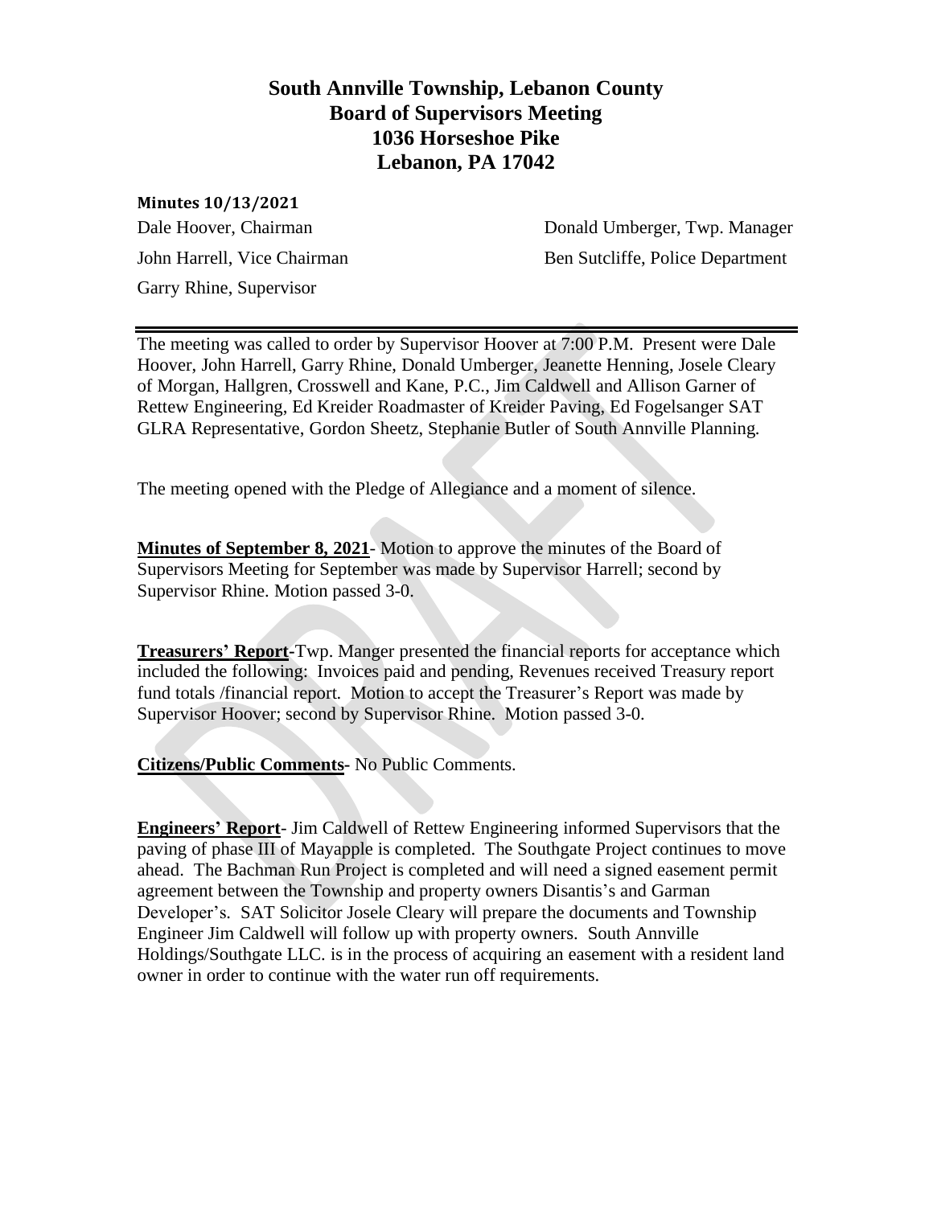# South Annville Township, Lebanon County
# Board of Supervisors Meeting
# 1036 Horseshoe Pike
# Lebanon, PA 17042

**Minutes 10/13/2021**

Dale Hoover, Chairman

John Harrell, Vice Chairman

Garry Rhine, Supervisor

Donald Umberger, Twp. Manager

Ben Sutcliffe, Police Department

---

The meeting was called to order by Supervisor Hoover at 7:00 P.M. Present were Dale Hoover, John Harrell, Garry Rhine, Donald Umberger, Jeanette Henning, Josele Cleary of Morgan, Hallgren, Crosswell and Kane, P.C., Jim Caldwell and Allison Garner of Rettew Engineering, Ed Kreider Roadmaster of Kreider Paving, Ed Fogelsanger SAT GLRA Representative, Gordon Sheetz, Stephanie Butler of South Annville Planning.

The meeting opened with the Pledge of Allegiance and a moment of silence.

**Minutes of September 8, 2021**- Motion to approve the minutes of the Board of Supervisors Meeting for September was made by Supervisor Harrell; second by Supervisor Rhine. Motion passed 3-0.

**Treasurers' Report**-Twp. Manger presented the financial reports for acceptance which included the following: Invoices paid and pending, Revenues received Treasury report fund totals /financial report. Motion to accept the Treasurer's Report was made by Supervisor Hoover; second by Supervisor Rhine. Motion passed 3-0.

**Citizens/Public Comments**- No Public Comments.

**Engineers' Report**- Jim Caldwell of Rettew Engineering informed Supervisors that the paving of phase III of Mayapple is completed. The Southgate Project continues to move ahead. The Bachman Run Project is completed and will need a signed easement permit agreement between the Township and property owners Disantis's and Garman Developer's. SAT Solicitor Josele Cleary will prepare the documents and Township Engineer Jim Caldwell will follow up with property owners. South Annville Holdings/Southgate LLC. is in the process of acquiring an easement with a resident land owner in order to continue with the water run off requirements.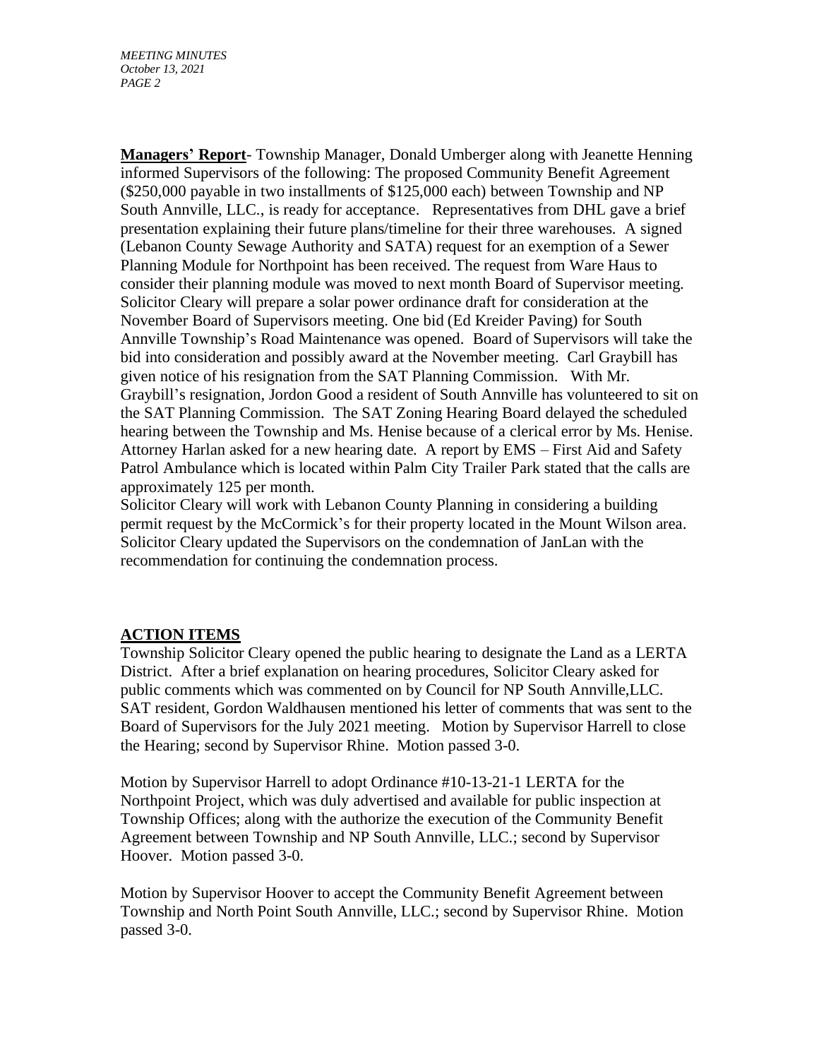**Managers' Report**- Township Manager, Donald Umberger along with Jeanette Henning informed Supervisors of the following: The proposed Community Benefit Agreement ($250,000 payable in two installments of $125,000 each) between Township and NP South Annville, LLC., is ready for acceptance. Representatives from DHL gave a brief presentation explaining their future plans/timeline for their three warehouses. A signed (Lebanon County Sewage Authority and SATA) request for an exemption of a Sewer Planning Module for Northpoint has been received. The request from Ware Haus to consider their planning module was moved to next month Board of Supervisor meeting. Solicitor Cleary will prepare a solar power ordinance draft for consideration at the November Board of Supervisors meeting. One bid (Ed Kreider Paving) for South Annville Township's Road Maintenance was opened. Board of Supervisors will take the bid into consideration and possibly award at the November meeting. Carl Graybill has given notice of his resignation from the SAT Planning Commission. With Mr. Graybill's resignation, Jordon Good a resident of South Annville has volunteered to sit on the SAT Planning Commission. The SAT Zoning Hearing Board delayed the scheduled hearing between the Township and Ms. Henise because of a clerical error by Ms. Henise. Attorney Harlan asked for a new hearing date. A report by EMS – First Aid and Safety Patrol Ambulance which is located within Palm City Trailer Park stated that the calls are approximately 125 per month.
Solicitor Cleary will work with Lebanon County Planning in considering a building permit request by the McCormick's for their property located in the Mount Wilson area. Solicitor Cleary updated the Supervisors on the condemnation of JanLan with the recommendation for continuing the condemnation process.

## ACTION ITEMS

Township Solicitor Cleary opened the public hearing to designate the Land as a LERTA District. After a brief explanation on hearing procedures, Solicitor Cleary asked for public comments which was commented on by Council for NP South Annville,LLC. SAT resident, Gordon Waldhausen mentioned his letter of comments that was sent to the Board of Supervisors for the July 2021 meeting. Motion by Supervisor Harrell to close the Hearing; second by Supervisor Rhine. Motion passed 3-0.

Motion by Supervisor Harrell to adopt Ordinance #10-13-21-1 LERTA for the Northpoint Project, which was duly advertised and available for public inspection at Township Offices; along with the authorize the execution of the Community Benefit Agreement between Township and NP South Annville, LLC.; second by Supervisor Hoover. Motion passed 3-0.

Motion by Supervisor Hoover to accept the Community Benefit Agreement between Township and North Point South Annville, LLC.; second by Supervisor Rhine. Motion passed 3-0.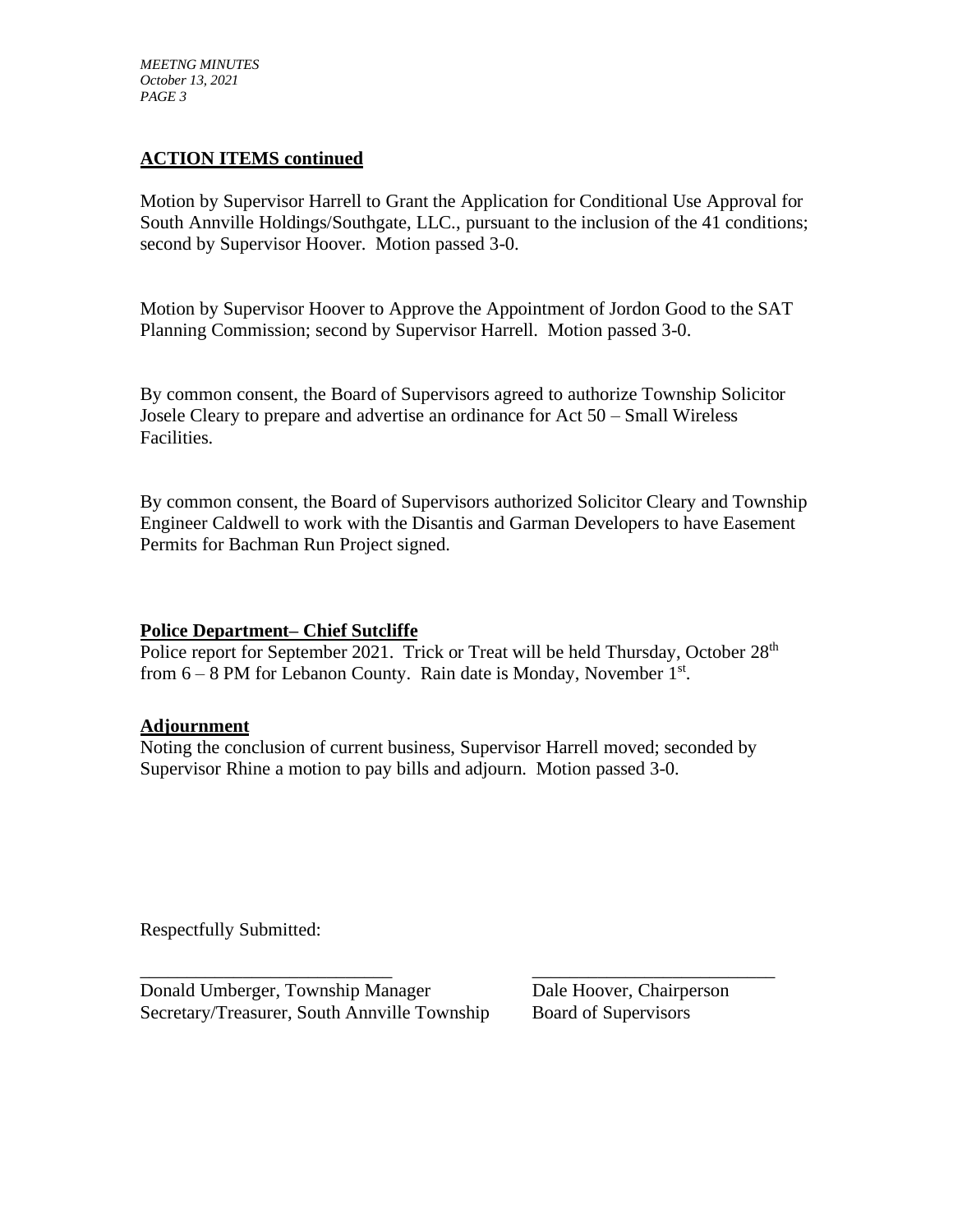## ACTION ITEMS continued

Motion by Supervisor Harrell to Grant the Application for Conditional Use Approval for South Annville Holdings/Southgate, LLC., pursuant to the inclusion of the 41 conditions; second by Supervisor Hoover. Motion passed 3-0.

Motion by Supervisor Hoover to Approve the Appointment of Jordon Good to the SAT Planning Commission; second by Supervisor Harrell. Motion passed 3-0.

By common consent, the Board of Supervisors agreed to authorize Township Solicitor Josele Cleary to prepare and advertise an ordinance for Act 50 – Small Wireless Facilities.

By common consent, the Board of Supervisors authorized Solicitor Cleary and Township Engineer Caldwell to work with the Disantis and Garman Developers to have Easement Permits for Bachman Run Project signed.

## Police Department– Chief Sutcliffe

Police report for September 2021. Trick or Treat will be held Thursday, October 28th from 6 – 8 PM for Lebanon County. Rain date is Monday, November 1st.

## Adjournment

Noting the conclusion of current business, Supervisor Harrell moved; seconded by Supervisor Rhine a motion to pay bills and adjourn. Motion passed 3-0.

Respectfully Submitted:

| | |
|---|---|
| ___________________________ | ___________________________ |
| Donald Umberger, Township Manager | Dale Hoover, Chairperson |
| Secretary/Treasurer, South Annville Township | Board of Supervisors |